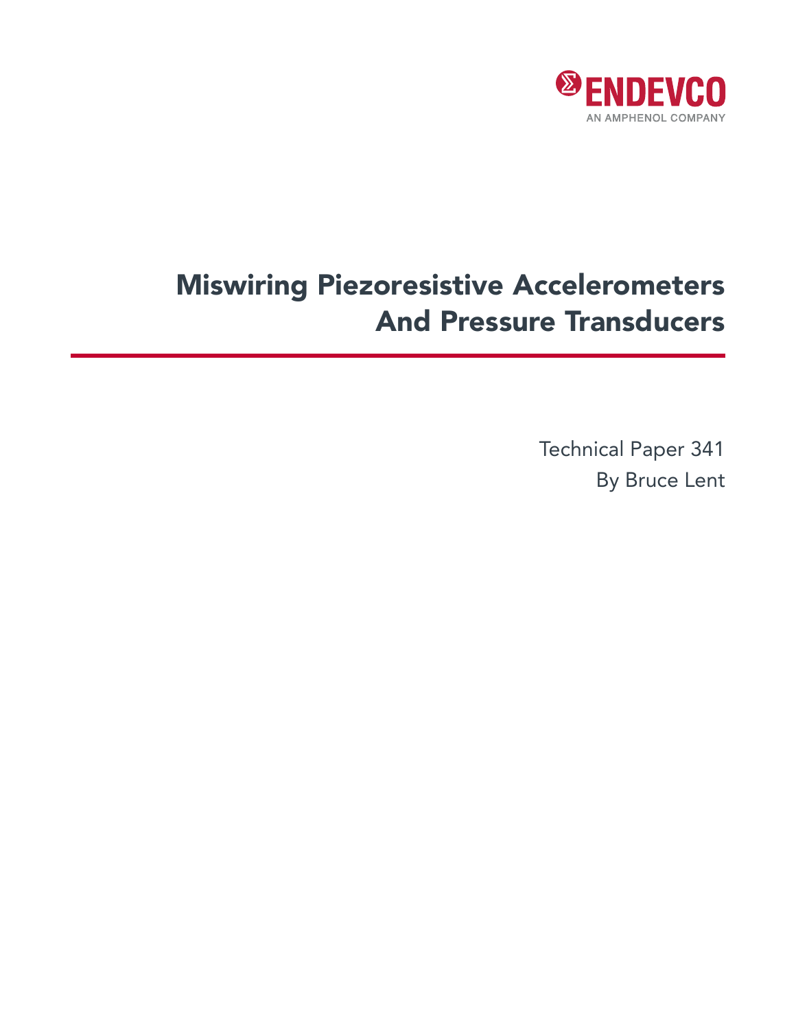ENDEVCO

AN AMPHENOL COMPANY

# Miswiring Piezoresistive Accelerometers And Pressure Transducers

Technical Paper 341

By Bruce Lent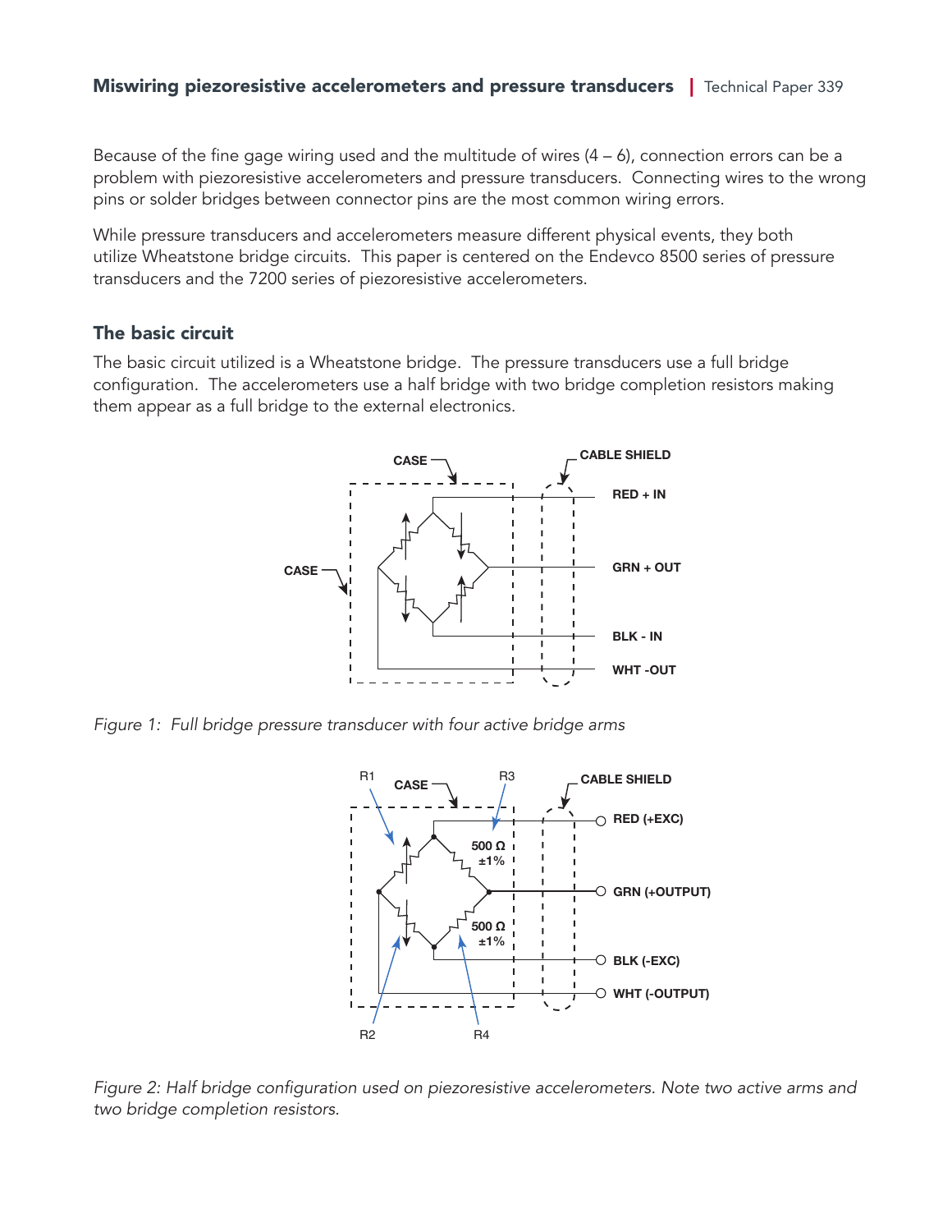Because of the fine gage wiring used and the multitude of wires (4 – 6), connection errors can be a problem with piezoresistive accelerometers and pressure transducers. Connecting wires to the wrong pins or solder bridges between connector pins are the most common wiring errors.

While pressure transducers and accelerometers measure different physical events, they both utilize Wheatstone bridge circuits. This paper is centered on the Endevco 8500 series of pressure transducers and the 7200 series of piezoresistive accelerometers.

## The basic circuit

The basic circuit utilized is a Wheatstone bridge. The pressure transducers use a full bridge configuration. The accelerometers use a half bridge with two bridge completion resistors making them appear as a full bridge to the external electronics.

*Figure 1: Full bridge pressure transducer with four active bridge arms*

*Figure 2: Half bridge configuration used on piezoresistive accelerometers. Note two active arms and two bridge completion resistors.*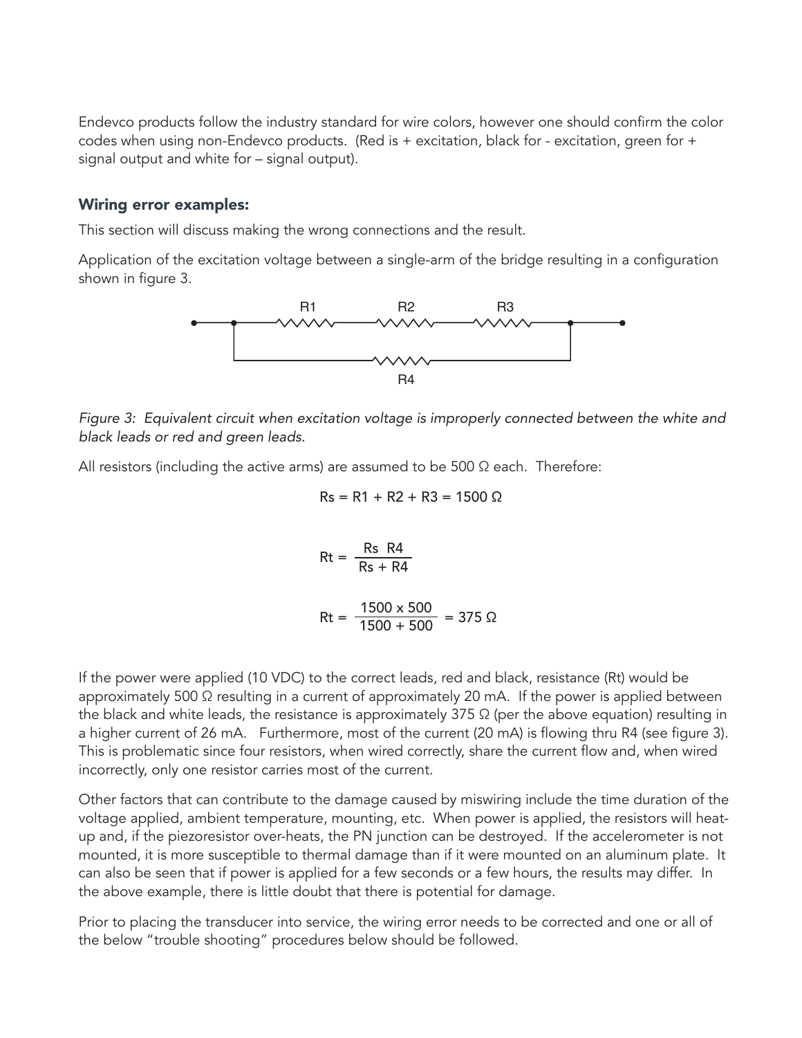Endevco products follow the industry standard for wire colors, however one should confirm the color codes when using non-Endevco products. (Red is + excitation, black for - excitation, green for + signal output and white for – signal output).

### Wiring error examples:

This section will discuss making the wrong connections and the result.

Application of the excitation voltage between a single-arm of the bridge resulting in a configuration shown in figure 3.

*Figure 3: Equivalent circuit when excitation voltage is improperly connected between the white and black leads or red and green leads.*

All resistors (including the active arms) are assumed to be 500 Ω each. Therefore:

$$Rs = R1 + R2 + R3 = 1500\ \Omega$$

$$Rt = \frac{Rs\ R4}{Rs + R4}$$

$$Rt = \frac{1500 \times 500}{1500 + 500} = 375\ \Omega$$

If the power were applied (10 VDC) to the correct leads, red and black, resistance (Rt) would be approximately 500 Ω resulting in a current of approximately 20 mA. If the power is applied between the black and white leads, the resistance is approximately 375 Ω (per the above equation) resulting in a higher current of 26 mA. Furthermore, most of the current (20 mA) is flowing thru R4 (see figure 3). This is problematic since four resistors, when wired correctly, share the current flow and, when wired incorrectly, only one resistor carries most of the current.

Other factors that can contribute to the damage caused by miswiring include the time duration of the voltage applied, ambient temperature, mounting, etc. When power is applied, the resistors will heat-up and, if the piezoresistor over-heats, the PN junction can be destroyed. If the accelerometer is not mounted, it is more susceptible to thermal damage than if it were mounted on an aluminum plate. It can also be seen that if power is applied for a few seconds or a few hours, the results may differ. In the above example, there is little doubt that there is potential for damage.

Prior to placing the transducer into service, the wiring error needs to be corrected and one or all of the below "trouble shooting" procedures below should be followed.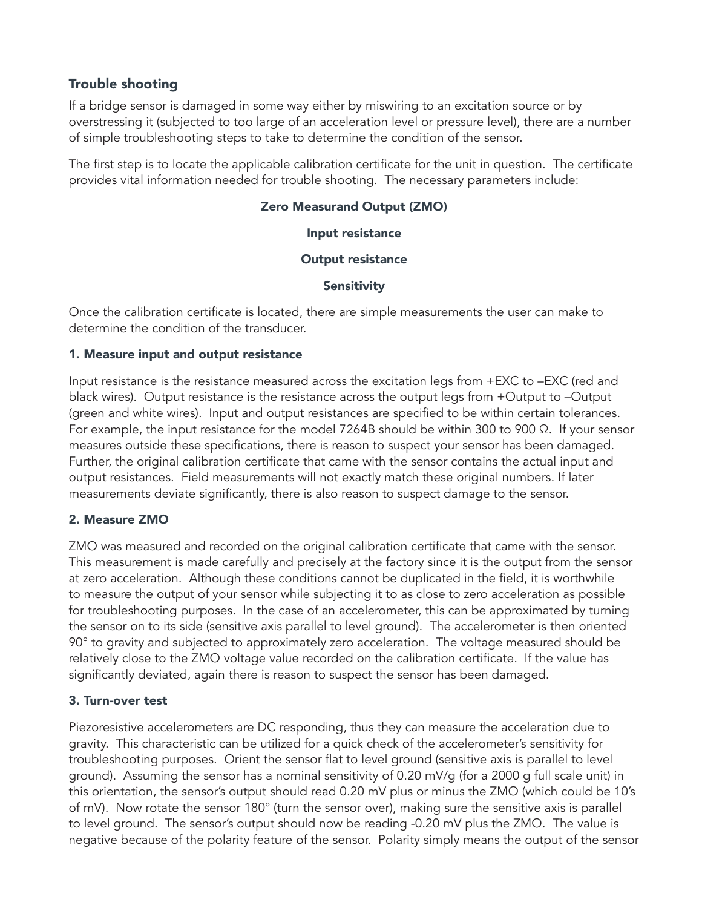## Trouble shooting

If a bridge sensor is damaged in some way either by miswiring to an excitation source or by overstressing it (subjected to too large of an acceleration level or pressure level), there are a number of simple troubleshooting steps to take to determine the condition of the sensor.

The first step is to locate the applicable calibration certificate for the unit in question. The certificate provides vital information needed for trouble shooting. The necessary parameters include:

**Zero Measurand Output (ZMO)**

**Input resistance**

**Output resistance**

**Sensitivity**

Once the calibration certificate is located, there are simple measurements the user can make to determine the condition of the transducer.

### 1. Measure input and output resistance

Input resistance is the resistance measured across the excitation legs from +EXC to –EXC (red and black wires). Output resistance is the resistance across the output legs from +Output to –Output (green and white wires). Input and output resistances are specified to be within certain tolerances. For example, the input resistance for the model 7264B should be within 300 to 900 Ω. If your sensor measures outside these specifications, there is reason to suspect your sensor has been damaged. Further, the original calibration certificate that came with the sensor contains the actual input and output resistances. Field measurements will not exactly match these original numbers. If later measurements deviate significantly, there is also reason to suspect damage to the sensor.

### 2. Measure ZMO

ZMO was measured and recorded on the original calibration certificate that came with the sensor. This measurement is made carefully and precisely at the factory since it is the output from the sensor at zero acceleration. Although these conditions cannot be duplicated in the field, it is worthwhile to measure the output of your sensor while subjecting it to as close to zero acceleration as possible for troubleshooting purposes. In the case of an accelerometer, this can be approximated by turning the sensor on to its side (sensitive axis parallel to level ground). The accelerometer is then oriented 90° to gravity and subjected to approximately zero acceleration. The voltage measured should be relatively close to the ZMO voltage value recorded on the calibration certificate. If the value has significantly deviated, again there is reason to suspect the sensor has been damaged.

### 3. Turn-over test

Piezoresistive accelerometers are DC responding, thus they can measure the acceleration due to gravity. This characteristic can be utilized for a quick check of the accelerometer's sensitivity for troubleshooting purposes. Orient the sensor flat to level ground (sensitive axis is parallel to level ground). Assuming the sensor has a nominal sensitivity of 0.20 mV/g (for a 2000 g full scale unit) in this orientation, the sensor's output should read 0.20 mV plus or minus the ZMO (which could be 10's of mV). Now rotate the sensor 180° (turn the sensor over), making sure the sensitive axis is parallel to level ground. The sensor's output should now be reading -0.20 mV plus the ZMO. The value is negative because of the polarity feature of the sensor. Polarity simply means the output of the sensor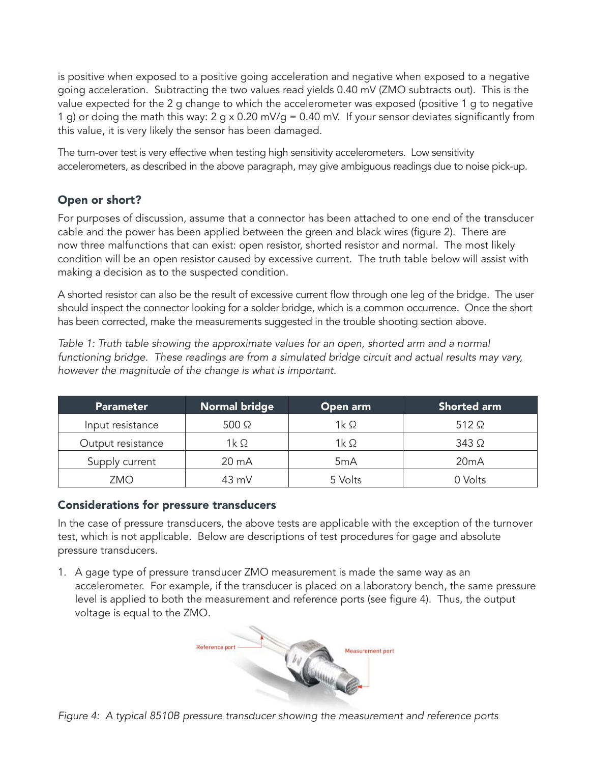is positive when exposed to a positive going acceleration and negative when exposed to a negative going acceleration. Subtracting the two values read yields 0.40 mV (ZMO subtracts out). This is the value expected for the 2 g change to which the accelerometer was exposed (positive 1 g to negative 1 g) or doing the math this way: 2 g x 0.20 mV/g = 0.40 mV. If your sensor deviates significantly from this value, it is very likely the sensor has been damaged.

The turn-over test is very effective when testing high sensitivity accelerometers. Low sensitivity accelerometers, as described in the above paragraph, may give ambiguous readings due to noise pick-up.

### Open or short?

For purposes of discussion, assume that a connector has been attached to one end of the transducer cable and the power has been applied between the green and black wires (figure 2). There are now three malfunctions that can exist: open resistor, shorted resistor and normal. The most likely condition will be an open resistor caused by excessive current. The truth table below will assist with making a decision as to the suspected condition.

A shorted resistor can also be the result of excessive current flow through one leg of the bridge. The user should inspect the connector looking for a solder bridge, which is a common occurrence. Once the short has been corrected, make the measurements suggested in the trouble shooting section above.

*Table 1: Truth table showing the approximate values for an open, shorted arm and a normal functioning bridge. These readings are from a simulated bridge circuit and actual results may vary, however the magnitude of the change is what is important.*

| Parameter | Normal bridge | Open arm | Shorted arm |
|---|---|---|---|
| Input resistance | 500 Ω | 1k Ω | 512 Ω |
| Output resistance | 1k Ω | 1k Ω | 343 Ω |
| Supply current | 20 mA | 5mA | 20mA |
| ZMO | 43 mV | 5 Volts | 0 Volts |

### Considerations for pressure transducers

In the case of pressure transducers, the above tests are applicable with the exception of the turnover test, which is not applicable. Below are descriptions of test procedures for gage and absolute pressure transducers.

1. A gage type of pressure transducer ZMO measurement is made the same way as an accelerometer. For example, if the transducer is placed on a laboratory bench, the same pressure level is applied to both the measurement and reference ports (see figure 4). Thus, the output voltage is equal to the ZMO.

*Figure 4: A typical 8510B pressure transducer showing the measurement and reference ports*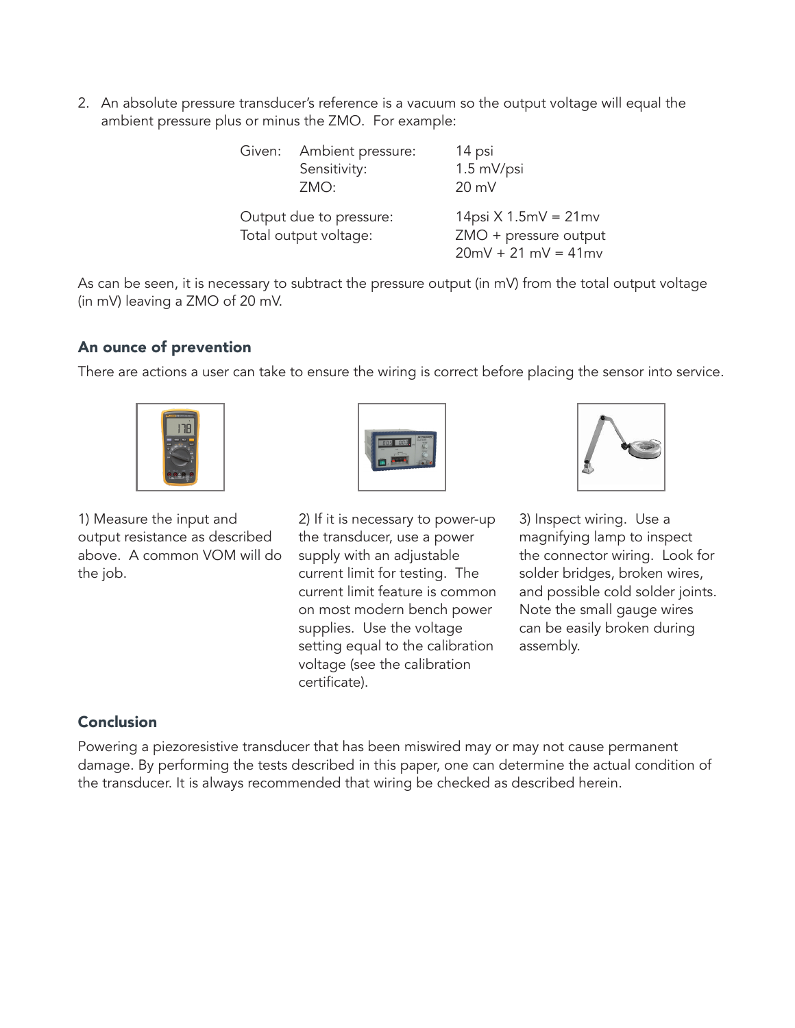2. An absolute pressure transducer's reference is a vacuum so the output voltage will equal the ambient pressure plus or minus the ZMO. For example:

| Given: | Ambient pressure: | 14 psi |
|---|---|---|
| | Sensitivity: | 1.5 mV/psi |
| | ZMO: | 20 mV |

| | |
|---|---|
| Output due to pressure: | 14psi X 1.5mV = 21mv |
| Total output voltage: | ZMO + pressure output |
| | 20mV + 21 mV = 41mv |

As can be seen, it is necessary to subtract the pressure output (in mV) from the total output voltage (in mV) leaving a ZMO of 20 mV.

### An ounce of prevention

There are actions a user can take to ensure the wiring is correct before placing the sensor into service.

1) Measure the input and output resistance as described above. A common VOM will do the job.

2) If it is necessary to power-up the transducer, use a power supply with an adjustable current limit for testing. The current limit feature is common on most modern bench power supplies. Use the voltage setting equal to the calibration voltage (see the calibration certificate).

3) Inspect wiring. Use a magnifying lamp to inspect the connector wiring. Look for solder bridges, broken wires, and possible cold solder joints. Note the small gauge wires can be easily broken during assembly.

### Conclusion

Powering a piezoresistive transducer that has been miswired may or may not cause permanent damage. By performing the tests described in this paper, one can determine the actual condition of the transducer. It is always recommended that wiring be checked as described herein.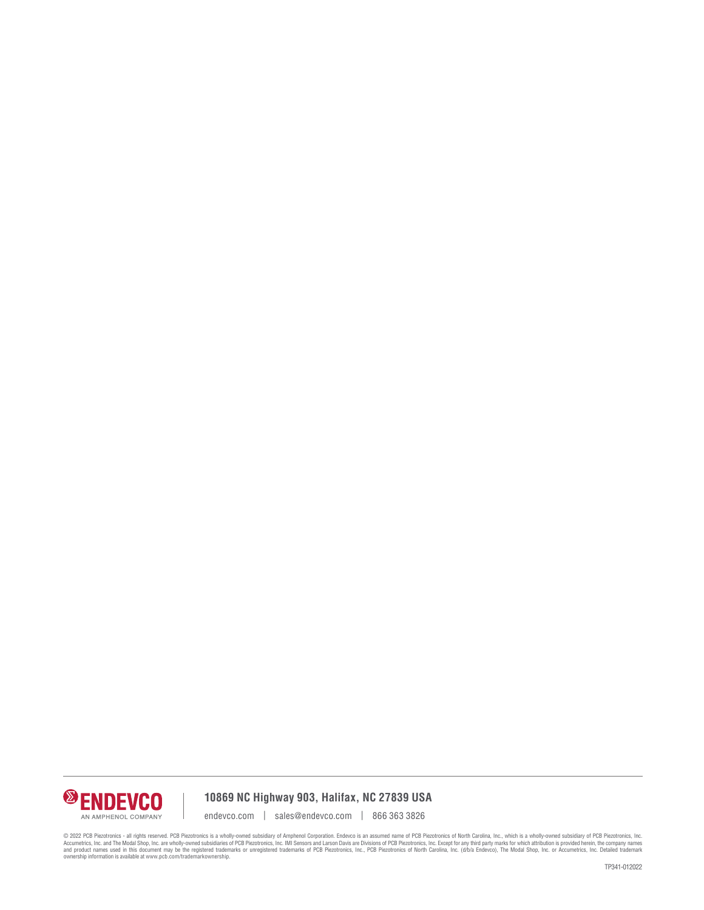ENDEVCO
AN AMPHENOL COMPANY

**10869 NC Highway 903, Halifax, NC 27839 USA**

endevco.com | sales@endevco.com | 866 363 3826

© 2022 PCB Piezotronics - all rights reserved. PCB Piezotronics is a wholly-owned subsidiary of Amphenol Corporation. Endevco is an assumed name of PCB Piezotronics of North Carolina, Inc., which is a wholly-owned subsidiary of PCB Piezotronics, Inc. Accumetrics, Inc. and The Modal Shop, Inc. are wholly-owned subsidiaries of PCB Piezotronics, Inc. IMI Sensors and Larson Davis are Divisions of PCB Piezotronics, Inc. Except for any third party marks for which attribution is provided herein, the company names and product names used in this document may be the registered trademarks or unregistered trademarks of PCB Piezotronics, Inc., PCB Piezotronics of North Carolina, Inc. (d/b/a Endevco), The Modal Shop, Inc. or Accumetrics, Inc. Detailed trademark ownership information is available at www.pcb.com/trademarkownership.

TP341-012022